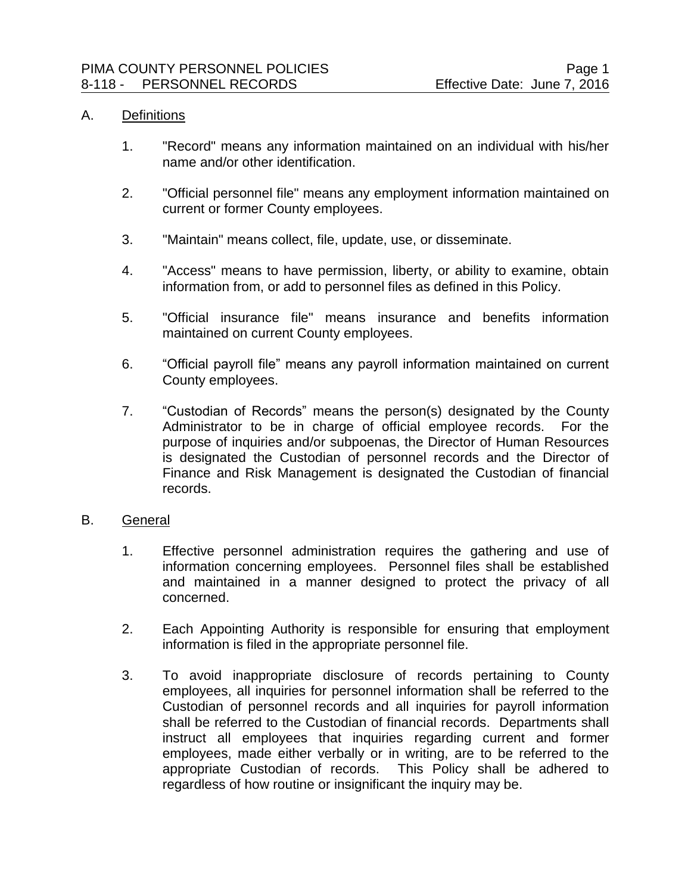# PIMA COUNTY PERSONNEL POLICIES

## 8-118 - PERSONNEL RECORDS

Effective Date: June 7, 2016

### A. Definitions

1. "Record" means any information maintained on an individual with his/her name and/or other identification.

2. "Official personnel file" means any employment information maintained on current or former County employees.

3. "Maintain" means collect, file, update, use, or disseminate.

4. "Access" means to have permission, liberty, or ability to examine, obtain information from, or add to personnel files as defined in this Policy.

5. "Official insurance file" means insurance and benefits information maintained on current County employees.

6. "Official payroll file" means any payroll information maintained on current County employees.

7. "Custodian of Records" means the person(s) designated by the County Administrator to be in charge of official employee records. For the purpose of inquiries and/or subpoenas, the Director of Human Resources is designated the Custodian of personnel records and the Director of Finance and Risk Management is designated the Custodian of financial records.

### B. General

1. Effective personnel administration requires the gathering and use of information concerning employees. Personnel files shall be established and maintained in a manner designed to protect the privacy of all concerned.

2. Each Appointing Authority is responsible for ensuring that employment information is filed in the appropriate personnel file.

3. To avoid inappropriate disclosure of records pertaining to County employees, all inquiries for personnel information shall be referred to the Custodian of personnel records and all inquiries for payroll information shall be referred to the Custodian of financial records. Departments shall instruct all employees that inquiries regarding current and former employees, made either verbally or in writing, are to be referred to the appropriate Custodian of records. This Policy shall be adhered to regardless of how routine or insignificant the inquiry may be.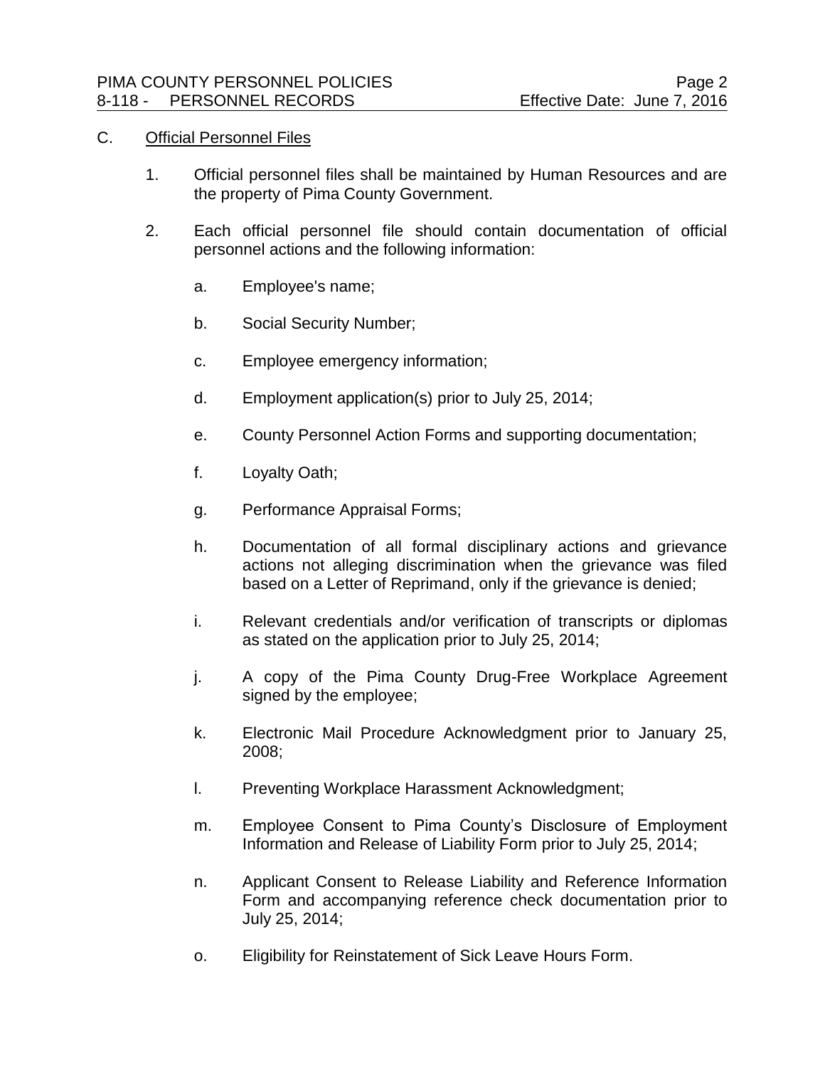C. Official Personnel Files

1. Official personnel files shall be maintained by Human Resources and are the property of Pima County Government.

2. Each official personnel file should contain documentation of official personnel actions and the following information:

   a. Employee's name;

   b. Social Security Number;

   c. Employee emergency information;

   d. Employment application(s) prior to July 25, 2014;

   e. County Personnel Action Forms and supporting documentation;

   f. Loyalty Oath;

   g. Performance Appraisal Forms;

   h. Documentation of all formal disciplinary actions and grievance actions not alleging discrimination when the grievance was filed based on a Letter of Reprimand, only if the grievance is denied;

   i. Relevant credentials and/or verification of transcripts or diplomas as stated on the application prior to July 25, 2014;

   j. A copy of the Pima County Drug-Free Workplace Agreement signed by the employee;

   k. Electronic Mail Procedure Acknowledgment prior to January 25, 2008;

   l. Preventing Workplace Harassment Acknowledgment;

   m. Employee Consent to Pima County's Disclosure of Employment Information and Release of Liability Form prior to July 25, 2014;

   n. Applicant Consent to Release Liability and Reference Information Form and accompanying reference check documentation prior to July 25, 2014;

   o. Eligibility for Reinstatement of Sick Leave Hours Form.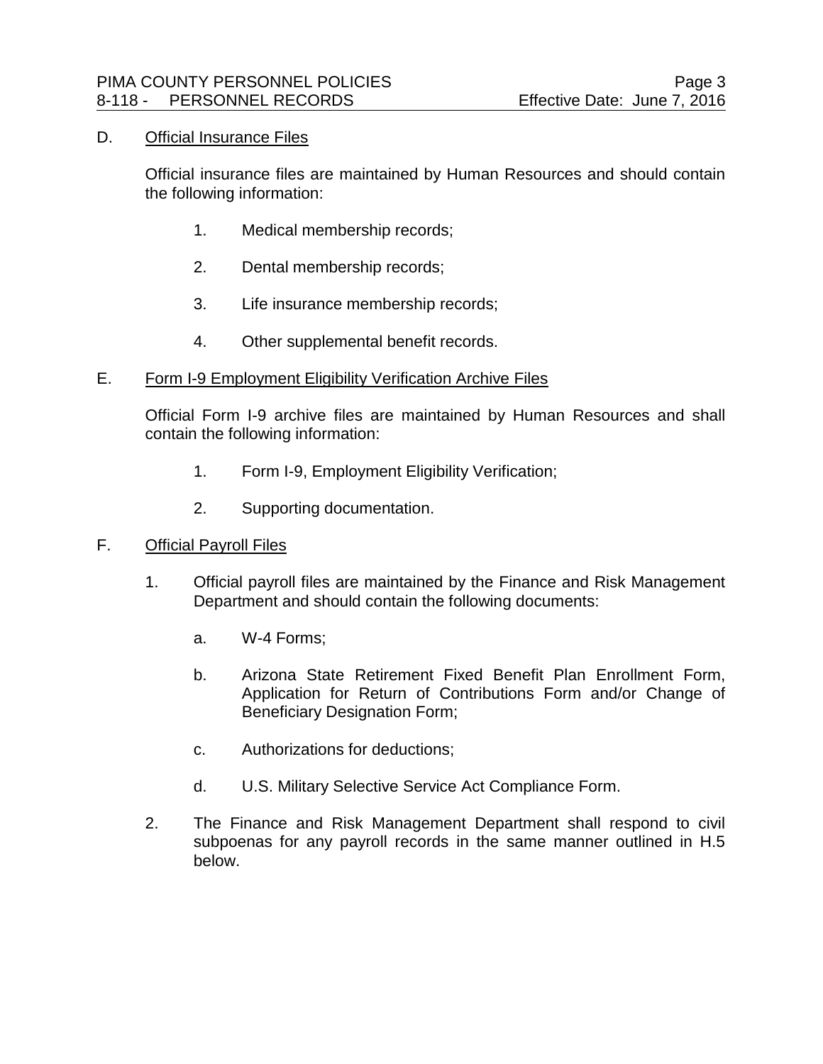D. <u>Official Insurance Files</u>

Official insurance files are maintained by Human Resources and should contain the following information:

1. Medical membership records;
2. Dental membership records;
3. Life insurance membership records;
4. Other supplemental benefit records.

E. <u>Form I-9 Employment Eligibility Verification Archive Files</u>

Official Form I-9 archive files are maintained by Human Resources and shall contain the following information:

1. Form I-9, Employment Eligibility Verification;
2. Supporting documentation.

F. <u>Official Payroll Files</u>

1. Official payroll files are maintained by the Finance and Risk Management Department and should contain the following documents:

   a. W-4 Forms;

   b. Arizona State Retirement Fixed Benefit Plan Enrollment Form, Application for Return of Contributions Form and/or Change of Beneficiary Designation Form;

   c. Authorizations for deductions;

   d. U.S. Military Selective Service Act Compliance Form.

2. The Finance and Risk Management Department shall respond to civil subpoenas for any payroll records in the same manner outlined in H.5 below.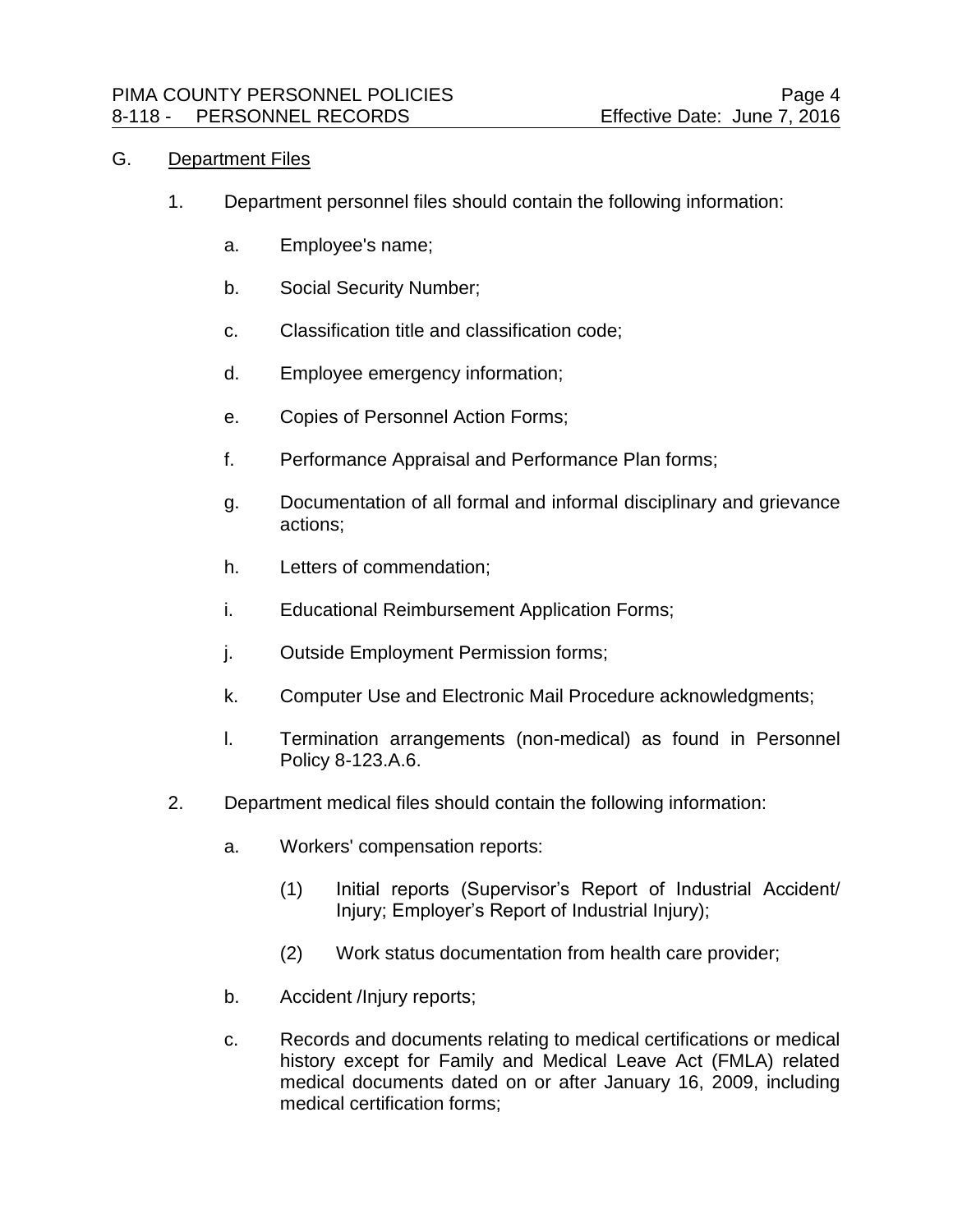G. Department Files

1. Department personnel files should contain the following information:

   a. Employee's name;

   b. Social Security Number;

   c. Classification title and classification code;

   d. Employee emergency information;

   e. Copies of Personnel Action Forms;

   f. Performance Appraisal and Performance Plan forms;

   g. Documentation of all formal and informal disciplinary and grievance actions;

   h. Letters of commendation;

   i. Educational Reimbursement Application Forms;

   j. Outside Employment Permission forms;

   k. Computer Use and Electronic Mail Procedure acknowledgments;

   l. Termination arrangements (non-medical) as found in Personnel Policy 8-123.A.6.

2. Department medical files should contain the following information:

   a. Workers' compensation reports:

      (1) Initial reports (Supervisor's Report of Industrial Accident/ Injury; Employer's Report of Industrial Injury);

      (2) Work status documentation from health care provider;

   b. Accident /Injury reports;

   c. Records and documents relating to medical certifications or medical history except for Family and Medical Leave Act (FMLA) related medical documents dated on or after January 16, 2009, including medical certification forms;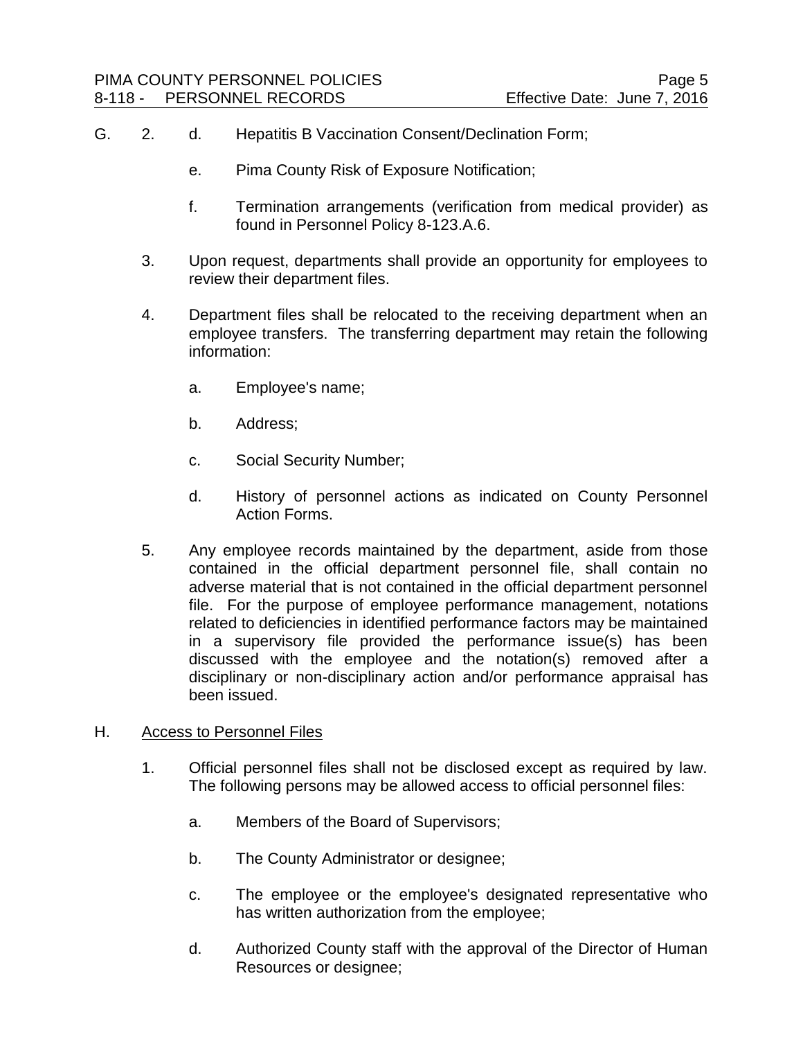G. 2. d. Hepatitis B Vaccination Consent/Declination Form;

e. Pima County Risk of Exposure Notification;

f. Termination arrangements (verification from medical provider) as found in Personnel Policy 8-123.A.6.

3. Upon request, departments shall provide an opportunity for employees to review their department files.

4. Department files shall be relocated to the receiving department when an employee transfers. The transferring department may retain the following information:

   a. Employee's name;

   b. Address;

   c. Social Security Number;

   d. History of personnel actions as indicated on County Personnel Action Forms.

5. Any employee records maintained by the department, aside from those contained in the official department personnel file, shall contain no adverse material that is not contained in the official department personnel file. For the purpose of employee performance management, notations related to deficiencies in identified performance factors may be maintained in a supervisory file provided the performance issue(s) has been discussed with the employee and the notation(s) removed after a disciplinary or non-disciplinary action and/or performance appraisal has been issued.

H. Access to Personnel Files

1. Official personnel files shall not be disclosed except as required by law. The following persons may be allowed access to official personnel files:

   a. Members of the Board of Supervisors;

   b. The County Administrator or designee;

   c. The employee or the employee's designated representative who has written authorization from the employee;

   d. Authorized County staff with the approval of the Director of Human Resources or designee;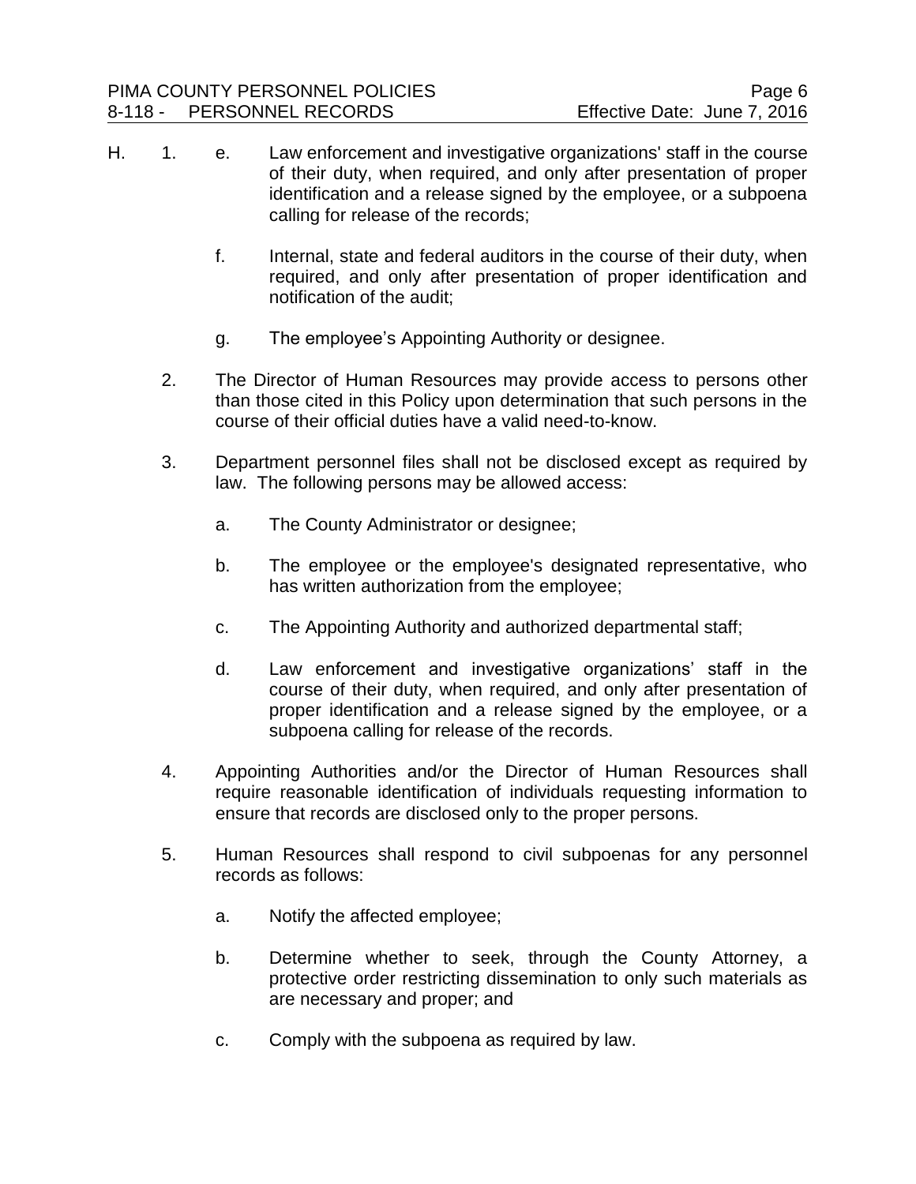H. 1. e. Law enforcement and investigative organizations' staff in the course of their duty, when required, and only after presentation of proper identification and a release signed by the employee, or a subpoena calling for release of the records;

f. Internal, state and federal auditors in the course of their duty, when required, and only after presentation of proper identification and notification of the audit;

g. The employee's Appointing Authority or designee.

2. The Director of Human Resources may provide access to persons other than those cited in this Policy upon determination that such persons in the course of their official duties have a valid need-to-know.

3. Department personnel files shall not be disclosed except as required by law. The following persons may be allowed access:

   a. The County Administrator or designee;

   b. The employee or the employee's designated representative, who has written authorization from the employee;

   c. The Appointing Authority and authorized departmental staff;

   d. Law enforcement and investigative organizations' staff in the course of their duty, when required, and only after presentation of proper identification and a release signed by the employee, or a subpoena calling for release of the records.

4. Appointing Authorities and/or the Director of Human Resources shall require reasonable identification of individuals requesting information to ensure that records are disclosed only to the proper persons.

5. Human Resources shall respond to civil subpoenas for any personnel records as follows:

   a. Notify the affected employee;

   b. Determine whether to seek, through the County Attorney, a protective order restricting dissemination to only such materials as are necessary and proper; and

   c. Comply with the subpoena as required by law.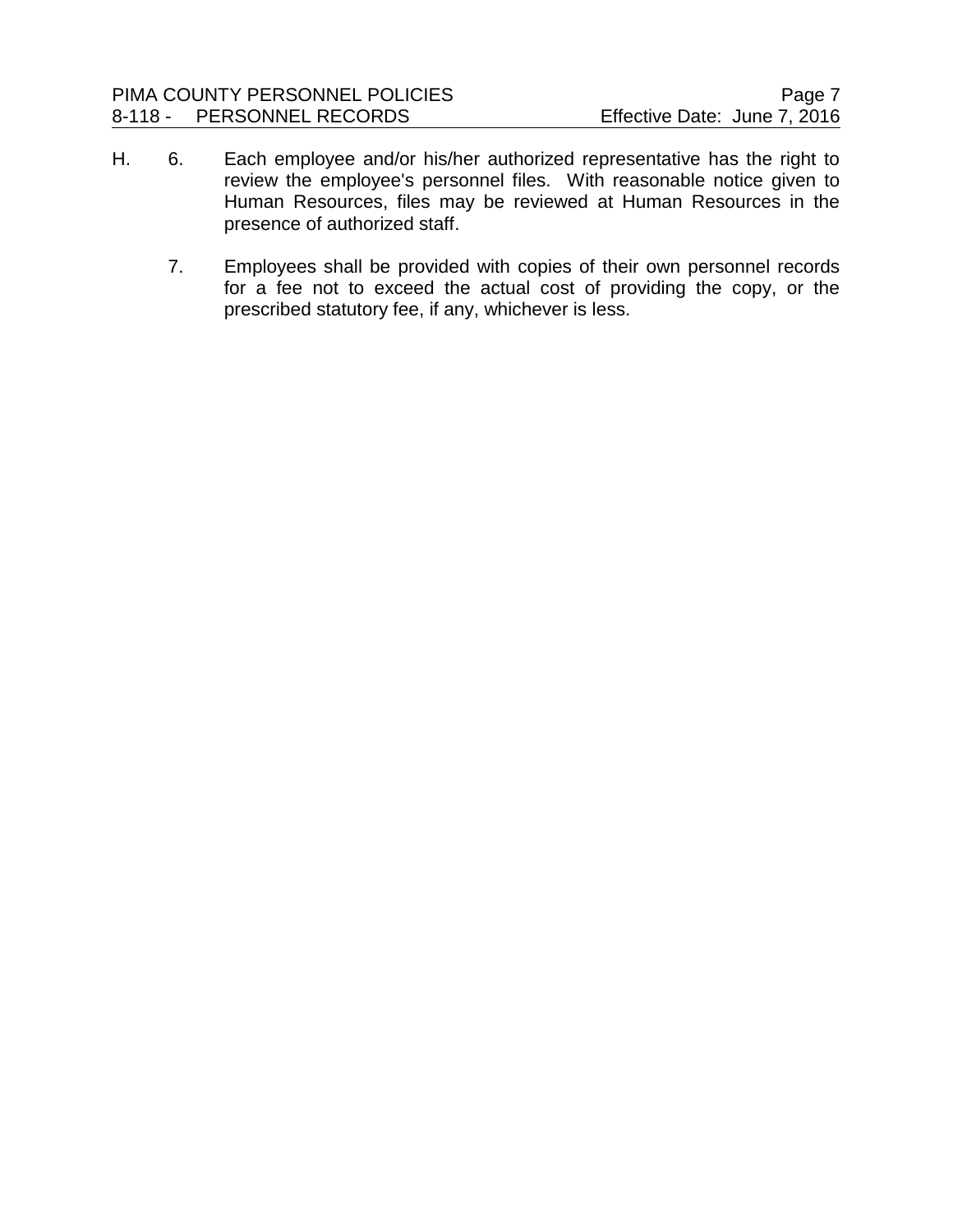H. 6. Each employee and/or his/her authorized representative has the right to review the employee's personnel files. With reasonable notice given to Human Resources, files may be reviewed at Human Resources in the presence of authorized staff.

7. Employees shall be provided with copies of their own personnel records for a fee not to exceed the actual cost of providing the copy, or the prescribed statutory fee, if any, whichever is less.